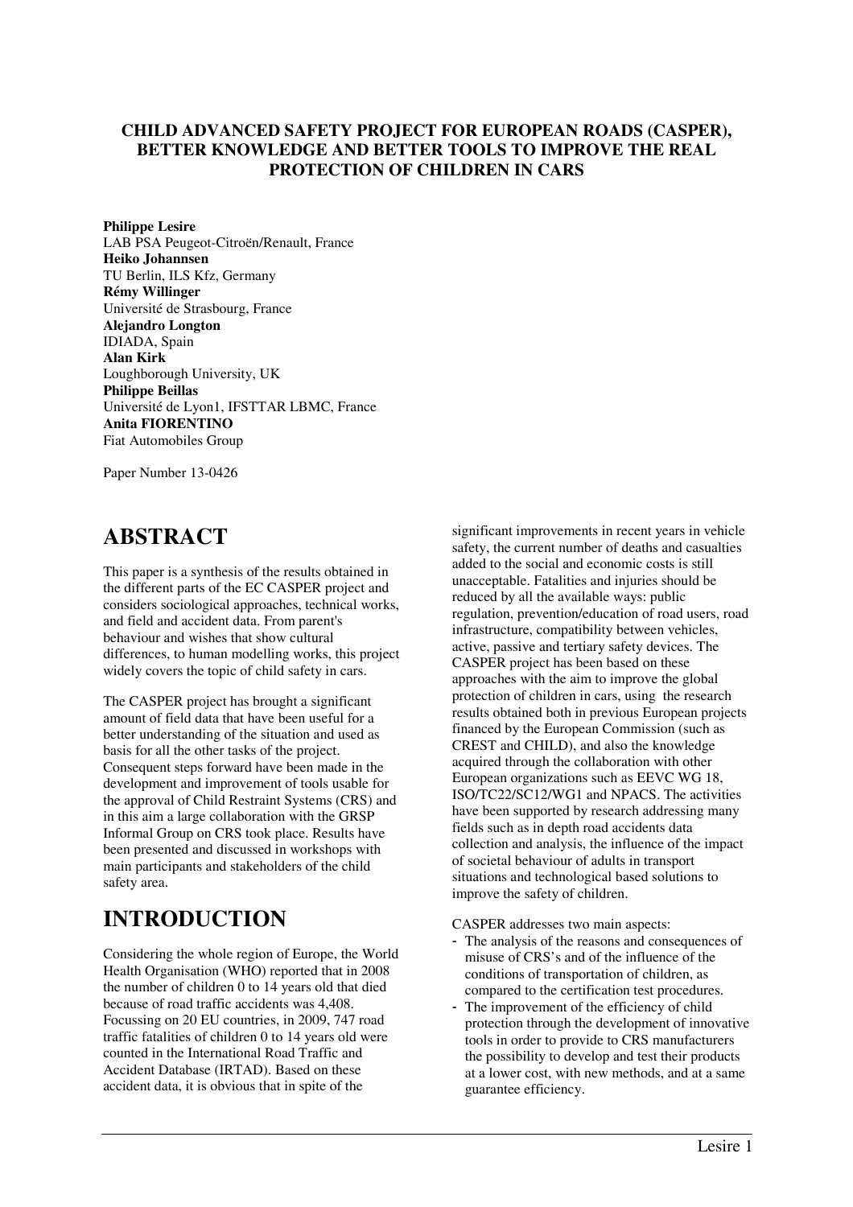# CHILD ADVANCED SAFETY PROJECT FOR EUROPEAN ROADS (CASPER), BETTER KNOWLEDGE AND BETTER TOOLS TO IMPROVE THE REAL PROTECTION OF CHILDREN IN CARS

**Philippe Lesire**
LAB PSA Peugeot-Citroën/Renault, France
**Heiko Johannsen**
TU Berlin, ILS Kfz, Germany
**Rémy Willinger**
Université de Strasbourg, France
**Alejandro Longton**
IDIADA, Spain
**Alan Kirk**
Loughborough University, UK
**Philippe Beillas**
Université de Lyon1, IFSTTAR LBMC, France
**Anita FIORENTINO**
Fiat Automobiles Group

Paper Number 13-0426

# ABSTRACT

This paper is a synthesis of the results obtained in the different parts of the EC CASPER project and considers sociological approaches, technical works, and field and accident data. From parent's behaviour and wishes that show cultural differences, to human modelling works, this project widely covers the topic of child safety in cars.

The CASPER project has brought a significant amount of field data that have been useful for a better understanding of the situation and used as basis for all the other tasks of the project. Consequent steps forward have been made in the development and improvement of tools usable for the approval of Child Restraint Systems (CRS) and in this aim a large collaboration with the GRSP Informal Group on CRS took place. Results have been presented and discussed in workshops with main participants and stakeholders of the child safety area.

# INTRODUCTION

Considering the whole region of Europe, the World Health Organisation (WHO) reported that in 2008 the number of children 0 to 14 years old that died because of road traffic accidents was 4,408. Focussing on 20 EU countries, in 2009, 747 road traffic fatalities of children 0 to 14 years old were counted in the International Road Traffic and Accident Database (IRTAD). Based on these accident data, it is obvious that in spite of the significant improvements in recent years in vehicle safety, the current number of deaths and casualties added to the social and economic costs is still unacceptable. Fatalities and injuries should be reduced by all the available ways: public regulation, prevention/education of road users, road infrastructure, compatibility between vehicles, active, passive and tertiary safety devices. The CASPER project has been based on these approaches with the aim to improve the global protection of children in cars, using the research results obtained both in previous European projects financed by the European Commission (such as CREST and CHILD), and also the knowledge acquired through the collaboration with other European organizations such as EEVC WG 18, ISO/TC22/SC12/WG1 and NPACS. The activities have been supported by research addressing many fields such as in depth road accidents data collection and analysis, the influence of the impact of societal behaviour of adults in transport situations and technological based solutions to improve the safety of children.

CASPER addresses two main aspects:

- The analysis of the reasons and consequences of misuse of CRS's and of the influence of the conditions of transportation of children, as compared to the certification test procedures.
- The improvement of the efficiency of child protection through the development of innovative tools in order to provide to CRS manufacturers the possibility to develop and test their products at a lower cost, with new methods, and at a same guarantee efficiency.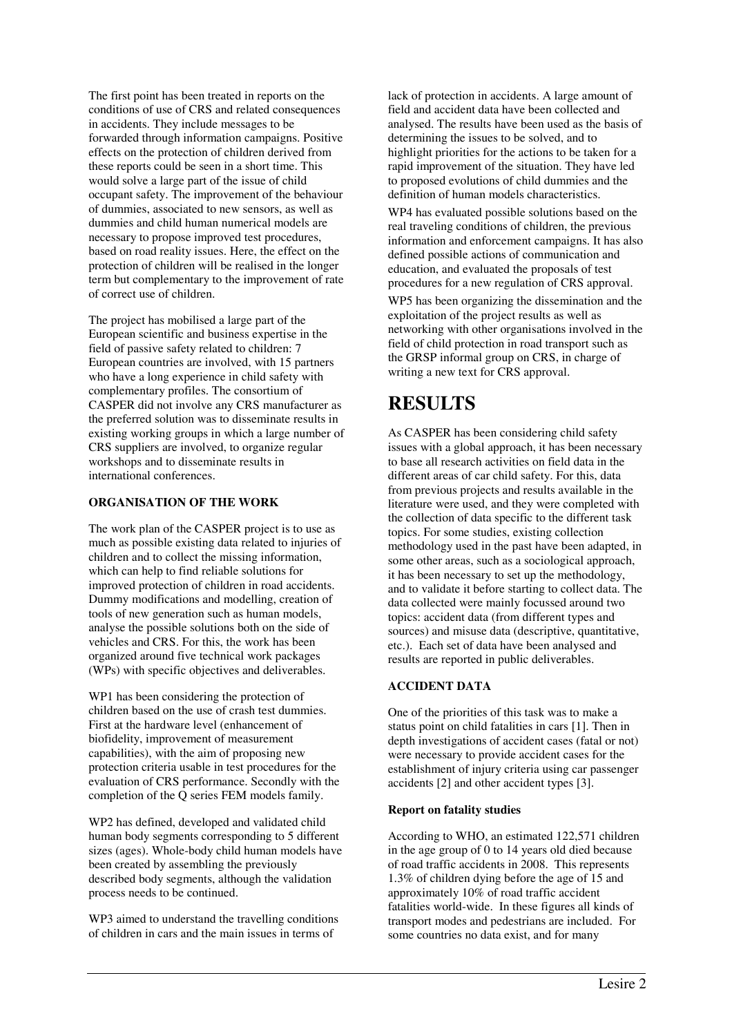The first point has been treated in reports on the conditions of use of CRS and related consequences in accidents. They include messages to be forwarded through information campaigns. Positive effects on the protection of children derived from these reports could be seen in a short time. This would solve a large part of the issue of child occupant safety. The improvement of the behaviour of dummies, associated to new sensors, as well as dummies and child human numerical models are necessary to propose improved test procedures, based on road reality issues. Here, the effect on the protection of children will be realised in the longer term but complementary to the improvement of rate of correct use of children.

The project has mobilised a large part of the European scientific and business expertise in the field of passive safety related to children: 7 European countries are involved, with 15 partners who have a long experience in child safety with complementary profiles. The consortium of CASPER did not involve any CRS manufacturer as the preferred solution was to disseminate results in existing working groups in which a large number of CRS suppliers are involved, to organize regular workshops and to disseminate results in international conferences.

**ORGANISATION OF THE WORK**

The work plan of the CASPER project is to use as much as possible existing data related to injuries of children and to collect the missing information, which can help to find reliable solutions for improved protection of children in road accidents. Dummy modifications and modelling, creation of tools of new generation such as human models, analyse the possible solutions both on the side of vehicles and CRS. For this, the work has been organized around five technical work packages (WPs) with specific objectives and deliverables.

WP1 has been considering the protection of children based on the use of crash test dummies. First at the hardware level (enhancement of biofidelity, improvement of measurement capabilities), with the aim of proposing new protection criteria usable in test procedures for the evaluation of CRS performance. Secondly with the completion of the Q series FEM models family.

WP2 has defined, developed and validated child human body segments corresponding to 5 different sizes (ages). Whole-body child human models have been created by assembling the previously described body segments, although the validation process needs to be continued.

WP3 aimed to understand the travelling conditions of children in cars and the main issues in terms of lack of protection in accidents. A large amount of field and accident data have been collected and analysed. The results have been used as the basis of determining the issues to be solved, and to highlight priorities for the actions to be taken for a rapid improvement of the situation. They have led to proposed evolutions of child dummies and the definition of human models characteristics.

WP4 has evaluated possible solutions based on the real traveling conditions of children, the previous information and enforcement campaigns. It has also defined possible actions of communication and education, and evaluated the proposals of test procedures for a new regulation of CRS approval.

WP5 has been organizing the dissemination and the exploitation of the project results as well as networking with other organisations involved in the field of child protection in road transport such as the GRSP informal group on CRS, in charge of writing a new text for CRS approval.

# RESULTS

As CASPER has been considering child safety issues with a global approach, it has been necessary to base all research activities on field data in the different areas of car child safety. For this, data from previous projects and results available in the literature were used, and they were completed with the collection of data specific to the different task topics. For some studies, existing collection methodology used in the past have been adapted, in some other areas, such as a sociological approach, it has been necessary to set up the methodology, and to validate it before starting to collect data. The data collected were mainly focussed around two topics: accident data (from different types and sources) and misuse data (descriptive, quantitative, etc.). Each set of data have been analysed and results are reported in public deliverables.

**ACCIDENT DATA**

One of the priorities of this task was to make a status point on child fatalities in cars [1]. Then in depth investigations of accident cases (fatal or not) were necessary to provide accident cases for the establishment of injury criteria using car passenger accidents [2] and other accident types [3].

**Report on fatality studies**

According to WHO, an estimated 122,571 children in the age group of 0 to 14 years old died because of road traffic accidents in 2008. This represents 1.3% of children dying before the age of 15 and approximately 10% of road traffic accident fatalities world-wide. In these figures all kinds of transport modes and pedestrians are included. For some countries no data exist, and for many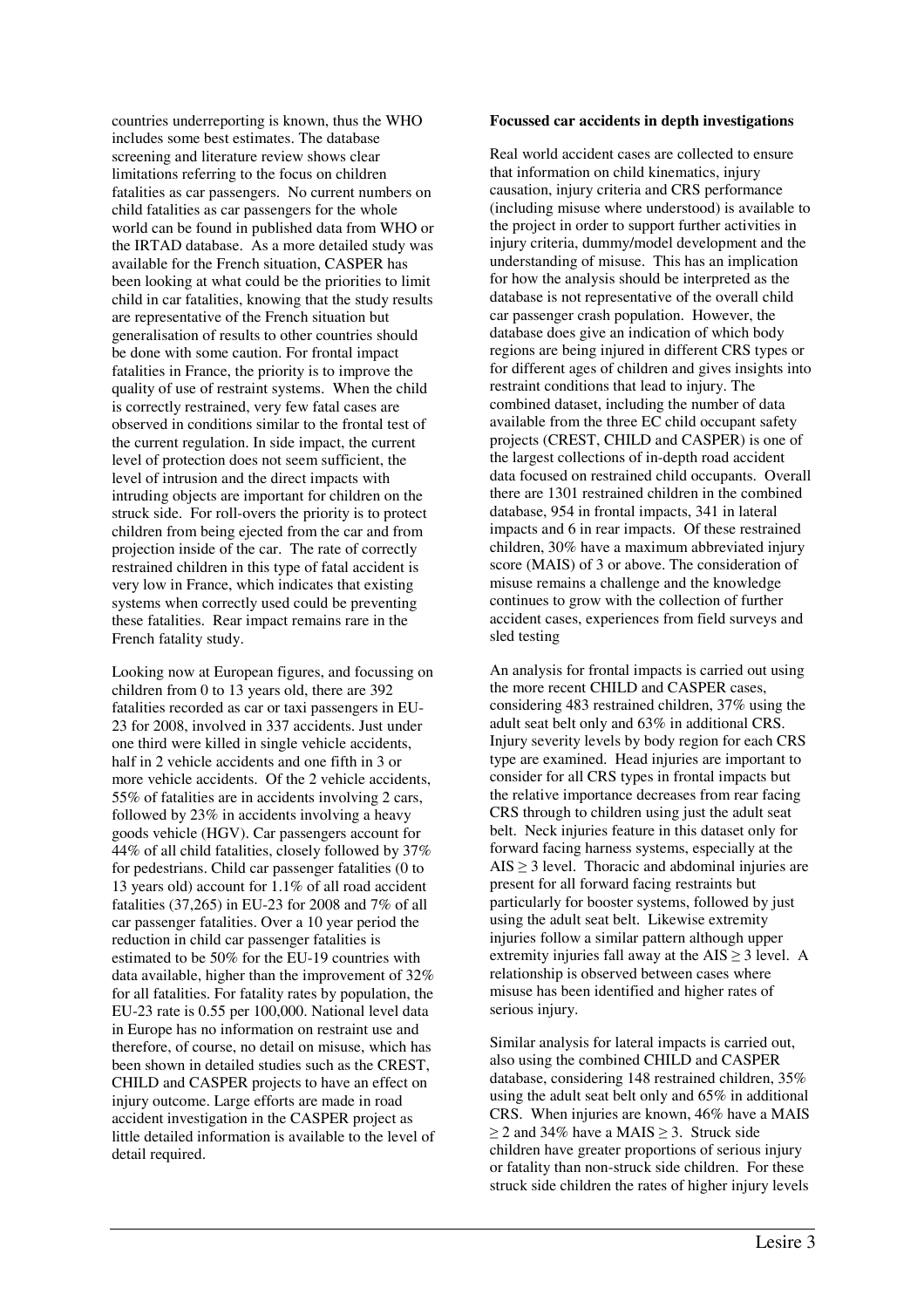countries underreporting is known, thus the WHO includes some best estimates. The database screening and literature review shows clear limitations referring to the focus on children fatalities as car passengers. No current numbers on child fatalities as car passengers for the whole world can be found in published data from WHO or the IRTAD database. As a more detailed study was available for the French situation, CASPER has been looking at what could be the priorities to limit child in car fatalities, knowing that the study results are representative of the French situation but generalisation of results to other countries should be done with some caution. For frontal impact fatalities in France, the priority is to improve the quality of use of restraint systems. When the child is correctly restrained, very few fatal cases are observed in conditions similar to the frontal test of the current regulation. In side impact, the current level of protection does not seem sufficient, the level of intrusion and the direct impacts with intruding objects are important for children on the struck side. For roll-overs the priority is to protect children from being ejected from the car and from projection inside of the car. The rate of correctly restrained children in this type of fatal accident is very low in France, which indicates that existing systems when correctly used could be preventing these fatalities. Rear impact remains rare in the French fatality study.

Looking now at European figures, and focussing on children from 0 to 13 years old, there are 392 fatalities recorded as car or taxi passengers in EU-23 for 2008, involved in 337 accidents. Just under one third were killed in single vehicle accidents, half in 2 vehicle accidents and one fifth in 3 or more vehicle accidents. Of the 2 vehicle accidents, 55% of fatalities are in accidents involving 2 cars, followed by 23% in accidents involving a heavy goods vehicle (HGV). Car passengers account for 44% of all child fatalities, closely followed by 37% for pedestrians. Child car passenger fatalities (0 to 13 years old) account for 1.1% of all road accident fatalities (37,265) in EU-23 for 2008 and 7% of all car passenger fatalities. Over a 10 year period the reduction in child car passenger fatalities is estimated to be 50% for the EU-19 countries with data available, higher than the improvement of 32% for all fatalities. For fatality rates by population, the EU-23 rate is 0.55 per 100,000. National level data in Europe has no information on restraint use and therefore, of course, no detail on misuse, which has been shown in detailed studies such as the CREST, CHILD and CASPER projects to have an effect on injury outcome. Large efforts are made in road accident investigation in the CASPER project as little detailed information is available to the level of detail required.

**Focussed car accidents in depth investigations**

Real world accident cases are collected to ensure that information on child kinematics, injury causation, injury criteria and CRS performance (including misuse where understood) is available to the project in order to support further activities in injury criteria, dummy/model development and the understanding of misuse. This has an implication for how the analysis should be interpreted as the database is not representative of the overall child car passenger crash population. However, the database does give an indication of which body regions are being injured in different CRS types or for different ages of children and gives insights into restraint conditions that lead to injury. The combined dataset, including the number of data available from the three EC child occupant safety projects (CREST, CHILD and CASPER) is one of the largest collections of in-depth road accident data focused on restrained child occupants. Overall there are 1301 restrained children in the combined database, 954 in frontal impacts, 341 in lateral impacts and 6 in rear impacts. Of these restrained children, 30% have a maximum abbreviated injury score (MAIS) of 3 or above. The consideration of misuse remains a challenge and the knowledge continues to grow with the collection of further accident cases, experiences from field surveys and sled testing

An analysis for frontal impacts is carried out using the more recent CHILD and CASPER cases, considering 483 restrained children, 37% using the adult seat belt only and 63% in additional CRS. Injury severity levels by body region for each CRS type are examined. Head injuries are important to consider for all CRS types in frontal impacts but the relative importance decreases from rear facing CRS through to children using just the adult seat belt. Neck injuries feature in this dataset only for forward facing harness systems, especially at the AIS $\geq$ 3 level. Thoracic and abdominal injuries are present for all forward facing restraints but particularly for booster systems, followed by just using the adult seat belt. Likewise extremity injuries follow a similar pattern although upper extremity injuries fall away at the AIS $\geq$ 3 level. A relationship is observed between cases where misuse has been identified and higher rates of serious injury.

Similar analysis for lateral impacts is carried out, also using the combined CHILD and CASPER database, considering 148 restrained children, 35% using the adult seat belt only and 65% in additional CRS. When injuries are known, 46% have a MAIS $\geq$ 2 and 34% have a MAIS $\geq$ 3. Struck side children have greater proportions of serious injury or fatality than non-struck side children. For these struck side children the rates of higher injury levels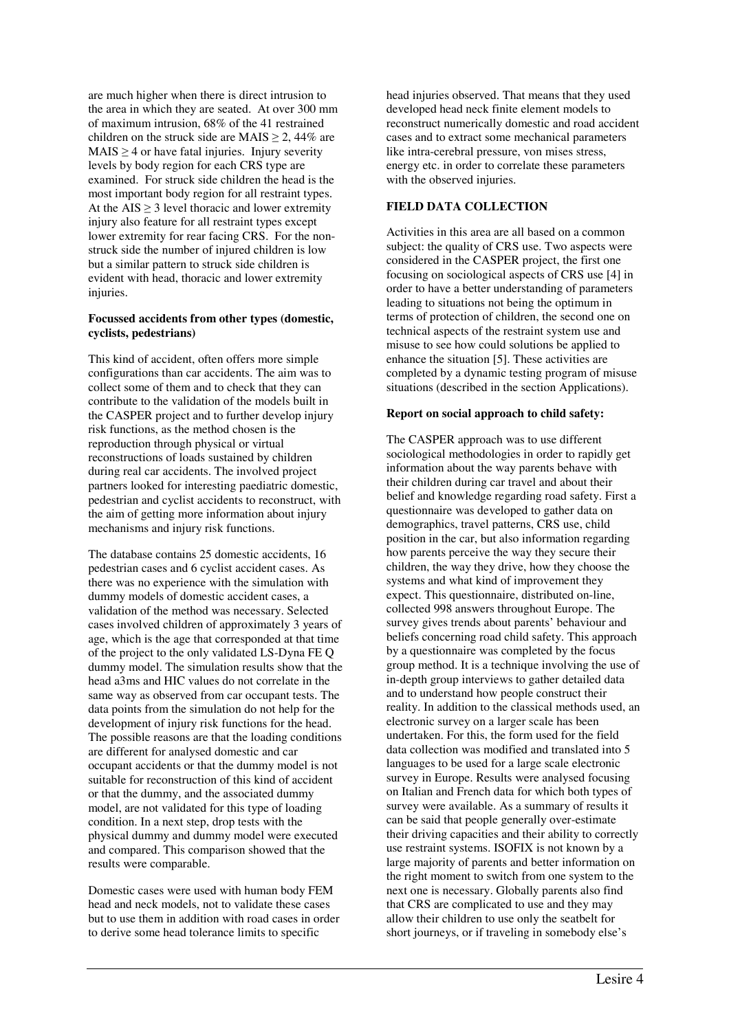are much higher when there is direct intrusion to the area in which they are seated. At over 300 mm of maximum intrusion, 68% of the 41 restrained children on the struck side are MAIS $\geq$ 2, 44% are MAIS $\geq$ 4 or have fatal injuries. Injury severity levels by body region for each CRS type are examined. For struck side children the head is the most important body region for all restraint types. At the AIS $\geq$ 3 level thoracic and lower extremity injury also feature for all restraint types except lower extremity for rear facing CRS. For the non-struck side the number of injured children is low but a similar pattern to struck side children is evident with head, thoracic and lower extremity injuries.

**Focussed accidents from other types (domestic, cyclists, pedestrians)**

This kind of accident, often offers more simple configurations than car accidents. The aim was to collect some of them and to check that they can contribute to the validation of the models built in the CASPER project and to further develop injury risk functions, as the method chosen is the reproduction through physical or virtual reconstructions of loads sustained by children during real car accidents. The involved project partners looked for interesting paediatric domestic, pedestrian and cyclist accidents to reconstruct, with the aim of getting more information about injury mechanisms and injury risk functions.

The database contains 25 domestic accidents, 16 pedestrian cases and 6 cyclist accident cases. As there was no experience with the simulation with dummy models of domestic accident cases, a validation of the method was necessary. Selected cases involved children of approximately 3 years of age, which is the age that corresponded at that time of the project to the only validated LS-Dyna FE Q dummy model. The simulation results show that the head a3ms and HIC values do not correlate in the same way as observed from car occupant tests. The data points from the simulation do not help for the development of injury risk functions for the head. The possible reasons are that the loading conditions are different for analysed domestic and car occupant accidents or that the dummy model is not suitable for reconstruction of this kind of accident or that the dummy, and the associated dummy model, are not validated for this type of loading condition. In a next step, drop tests with the physical dummy and dummy model were executed and compared. This comparison showed that the results were comparable.

Domestic cases were used with human body FEM head and neck models, not to validate these cases but to use them in addition with road cases in order to derive some head tolerance limits to specific head injuries observed. That means that they used developed head neck finite element models to reconstruct numerically domestic and road accident cases and to extract some mechanical parameters like intra-cerebral pressure, von mises stress, energy etc. in order to correlate these parameters with the observed injuries.

**FIELD DATA COLLECTION**

Activities in this area are all based on a common subject: the quality of CRS use. Two aspects were considered in the CASPER project, the first one focusing on sociological aspects of CRS use [4] in order to have a better understanding of parameters leading to situations not being the optimum in terms of protection of children, the second one on technical aspects of the restraint system use and misuse to see how could solutions be applied to enhance the situation [5]. These activities are completed by a dynamic testing program of misuse situations (described in the section Applications).

**Report on social approach to child safety:**

The CASPER approach was to use different sociological methodologies in order to rapidly get information about the way parents behave with their children during car travel and about their belief and knowledge regarding road safety. First a questionnaire was developed to gather data on demographics, travel patterns, CRS use, child position in the car, but also information regarding how parents perceive the way they secure their children, the way they drive, how they choose the systems and what kind of improvement they expect. This questionnaire, distributed on-line, collected 998 answers throughout Europe. The survey gives trends about parents' behaviour and beliefs concerning road child safety. This approach by a questionnaire was completed by the focus group method. It is a technique involving the use of in-depth group interviews to gather detailed data and to understand how people construct their reality. In addition to the classical methods used, an electronic survey on a larger scale has been undertaken. For this, the form used for the field data collection was modified and translated into 5 languages to be used for a large scale electronic survey in Europe. Results were analysed focusing on Italian and French data for which both types of survey were available. As a summary of results it can be said that people generally over-estimate their driving capacities and their ability to correctly use restraint systems. ISOFIX is not known by a large majority of parents and better information on the right moment to switch from one system to the next one is necessary. Globally parents also find that CRS are complicated to use and they may allow their children to use only the seatbelt for short journeys, or if traveling in somebody else's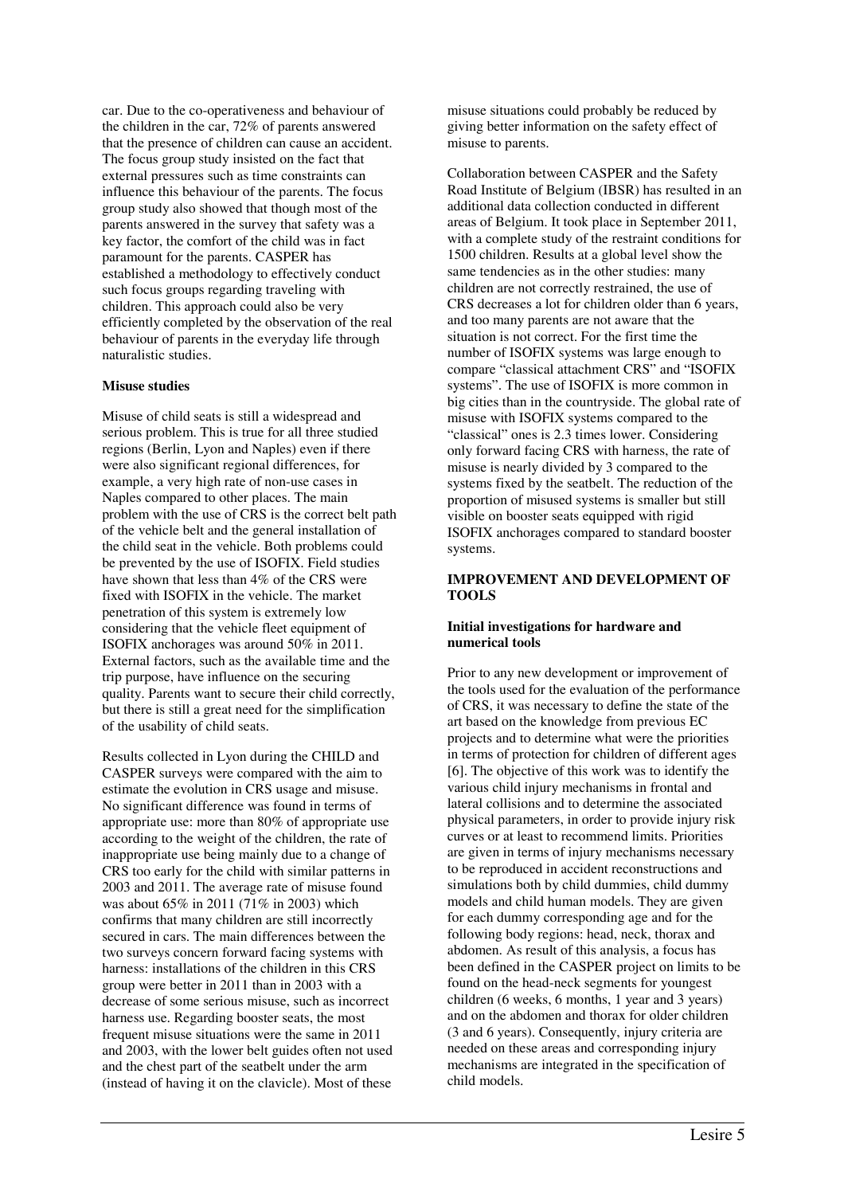car. Due to the co-operativeness and behaviour of the children in the car, 72% of parents answered that the presence of children can cause an accident. The focus group study insisted on the fact that external pressures such as time constraints can influence this behaviour of the parents. The focus group study also showed that though most of the parents answered in the survey that safety was a key factor, the comfort of the child was in fact paramount for the parents. CASPER has established a methodology to effectively conduct such focus groups regarding traveling with children. This approach could also be very efficiently completed by the observation of the real behaviour of parents in the everyday life through naturalistic studies.

**Misuse studies**

Misuse of child seats is still a widespread and serious problem. This is true for all three studied regions (Berlin, Lyon and Naples) even if there were also significant regional differences, for example, a very high rate of non-use cases in Naples compared to other places. The main problem with the use of CRS is the correct belt path of the vehicle belt and the general installation of the child seat in the vehicle. Both problems could be prevented by the use of ISOFIX. Field studies have shown that less than 4% of the CRS were fixed with ISOFIX in the vehicle. The market penetration of this system is extremely low considering that the vehicle fleet equipment of ISOFIX anchorages was around 50% in 2011. External factors, such as the available time and the trip purpose, have influence on the securing quality. Parents want to secure their child correctly, but there is still a great need for the simplification of the usability of child seats.

Results collected in Lyon during the CHILD and CASPER surveys were compared with the aim to estimate the evolution in CRS usage and misuse. No significant difference was found in terms of appropriate use: more than 80% of appropriate use according to the weight of the children, the rate of inappropriate use being mainly due to a change of CRS too early for the child with similar patterns in 2003 and 2011. The average rate of misuse found was about 65% in 2011 (71% in 2003) which confirms that many children are still incorrectly secured in cars. The main differences between the two surveys concern forward facing systems with harness: installations of the children in this CRS group were better in 2011 than in 2003 with a decrease of some serious misuse, such as incorrect harness use. Regarding booster seats, the most frequent misuse situations were the same in 2011 and 2003, with the lower belt guides often not used and the chest part of the seatbelt under the arm (instead of having it on the clavicle). Most of these misuse situations could probably be reduced by giving better information on the safety effect of misuse to parents.

Collaboration between CASPER and the Safety Road Institute of Belgium (IBSR) has resulted in an additional data collection conducted in different areas of Belgium. It took place in September 2011, with a complete study of the restraint conditions for 1500 children. Results at a global level show the same tendencies as in the other studies: many children are not correctly restrained, the use of CRS decreases a lot for children older than 6 years, and too many parents are not aware that the situation is not correct. For the first time the number of ISOFIX systems was large enough to compare "classical attachment CRS" and "ISOFIX systems". The use of ISOFIX is more common in big cities than in the countryside. The global rate of misuse with ISOFIX systems compared to the "classical" ones is 2.3 times lower. Considering only forward facing CRS with harness, the rate of misuse is nearly divided by 3 compared to the systems fixed by the seatbelt. The reduction of the proportion of misused systems is smaller but still visible on booster seats equipped with rigid ISOFIX anchorages compared with standard booster systems.

## IMPROVEMENT AND DEVELOPMENT OF TOOLS

**Initial investigations for hardware and numerical tools**

Prior to any new development or improvement of the tools used for the evaluation of the performance of CRS, it was necessary to define the state of the art based on the knowledge from previous EC projects and to determine what were the priorities in terms of protection for children of different ages [6]. The objective of this work was to identify the various child injury mechanisms in frontal and lateral collisions and to determine the associated physical parameters, in order to provide injury risk curves or at least to recommend limits. Priorities are given in terms of injury mechanisms necessary to be reproduced in accident reconstructions and simulations both by child dummies, child dummy models and child human models. They are given for each dummy corresponding age and for the following body regions: head, neck, thorax and abdomen. As result of this analysis, a focus has been defined in the CASPER project on limits to be found on the head-neck segments for youngest children (6 weeks, 6 months, 1 year and 3 years) and on the abdomen and thorax for older children (3 and 6 years). Consequently, injury criteria are needed on these areas and corresponding injury mechanisms are integrated in the specification of child models.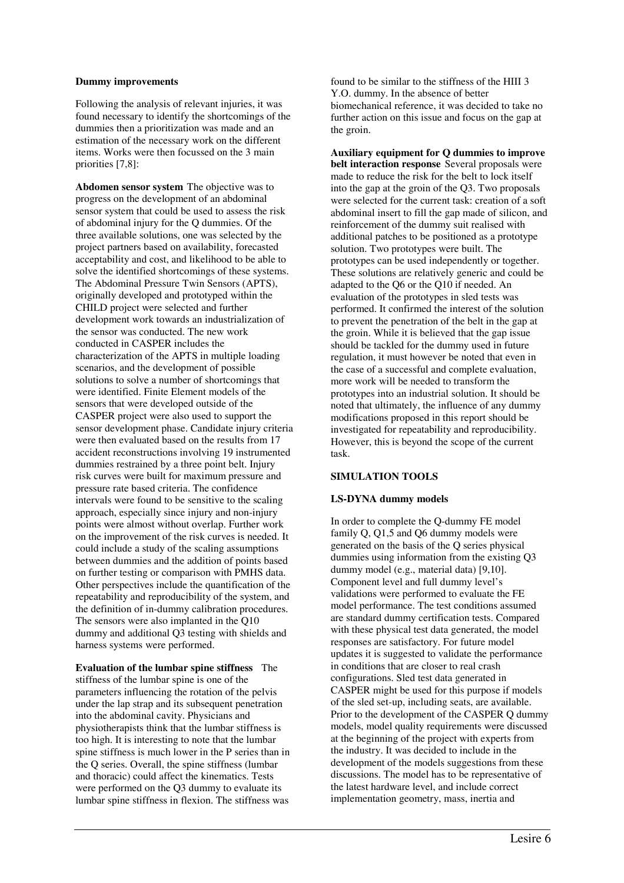**Dummy improvements**

Following the analysis of relevant injuries, it was found necessary to identify the shortcomings of the dummies then a prioritization was made and an estimation of the necessary work on the different items. Works were then focussed on the 3 main priorities [7,8]:

**Abdomen sensor system** The objective was to progress on the development of an abdominal sensor system that could be used to assess the risk of abdominal injury for the Q dummies. Of the three available solutions, one was selected by the project partners based on availability, forecasted acceptability and cost, and likelihood to be able to solve the identified shortcomings of these systems. The Abdominal Pressure Twin Sensors (APTS), originally developed and prototyped within the CHILD project were selected and further development work towards an industrialization of the sensor was conducted. The new work conducted in CASPER includes the characterization of the APTS in multiple loading scenarios, and the development of possible solutions to solve a number of shortcomings that were identified. Finite Element models of the sensors that were developed outside of the CASPER project were also used to support the sensor development phase. Candidate injury criteria were then evaluated based on the results from 17 accident reconstructions involving 19 instrumented dummies restrained by a three point belt. Injury risk curves were built for maximum pressure and pressure rate based criteria. The confidence intervals were found to be sensitive to the scaling approach, especially since injury and non-injury points were almost without overlap. Further work on the improvement of the risk curves is needed. It could include a study of the scaling assumptions between dummies and the addition of points based on further testing or comparison with PMHS data. Other perspectives include the quantification of the repeatability and reproducibility of the system, and the definition of in-dummy calibration procedures. The sensors were also implanted in the Q10 dummy and additional Q3 testing with shields and harness systems were performed.

**Evaluation of the lumbar spine stiffness** The stiffness of the lumbar spine is one of the parameters influencing the rotation of the pelvis under the lap strap and its subsequent penetration into the abdominal cavity. Physicians and physiotherapists think that the lumbar stiffness is too high. It is interesting to note that the lumbar spine stiffness is much lower in the P series than in the Q series. Overall, the spine stiffness (lumbar and thoracic) could affect the kinematics. Tests were performed on the Q3 dummy to evaluate its lumbar spine stiffness in flexion. The stiffness was found to be similar to the stiffness of the HIII 3 Y.O. dummy. In the absence of better biomechanical reference, it was decided to take no further action on this issue and focus on the gap at the groin.

**Auxiliary equipment for Q dummies to improve belt interaction response** Several proposals were made to reduce the risk for the belt to lock itself into the gap at the groin of the Q3. Two proposals were selected for the current task: creation of a soft abdominal insert to fill the gap made of silicon, and reinforcement of the dummy suit realised with additional patches to be positioned as a prototype solution. Two prototypes were built. The prototypes can be used independently or together. These solutions are relatively generic and could be adapted to the Q6 or the Q10 if needed. An evaluation of the prototypes in sled tests was performed. It confirmed the interest of the solution to prevent the penetration of the belt in the gap at the groin. While it is believed that the gap issue should be tackled for the dummy used in future regulation, it must however be noted that even in the case of a successful and complete evaluation, more work will be needed to transform the prototypes into an industrial solution. It should be noted that ultimately, the influence of any dummy modifications proposed in this report should be investigated for repeatability and reproducibility. However, this is beyond the scope of the current task.

## SIMULATION TOOLS

### LS-DYNA dummy models

In order to complete the Q-dummy FE model family Q, Q1,5 and Q6 dummy models were generated on the basis of the Q series physical dummies using information from the existing Q3 dummy model (e.g., material data) [9,10]. Component level and full dummy level's validations were performed to evaluate the FE model performance. The test conditions assumed are standard dummy certification tests. Compared with these physical test data generated, the model responses are satisfactory. For future model updates it is suggested to validate the performance in conditions that are closer to real crash configurations. Sled test data generated in CASPER might be used for this purpose if models of the sled set-up, including seats, are available. Prior to the development of the CASPER Q dummy models, model quality requirements were discussed at the beginning of the project with experts from the industry. It was decided to include in the development of the models suggestions from these discussions. The model has to be representative of the latest hardware level, and include correct implementation geometry, mass, inertia and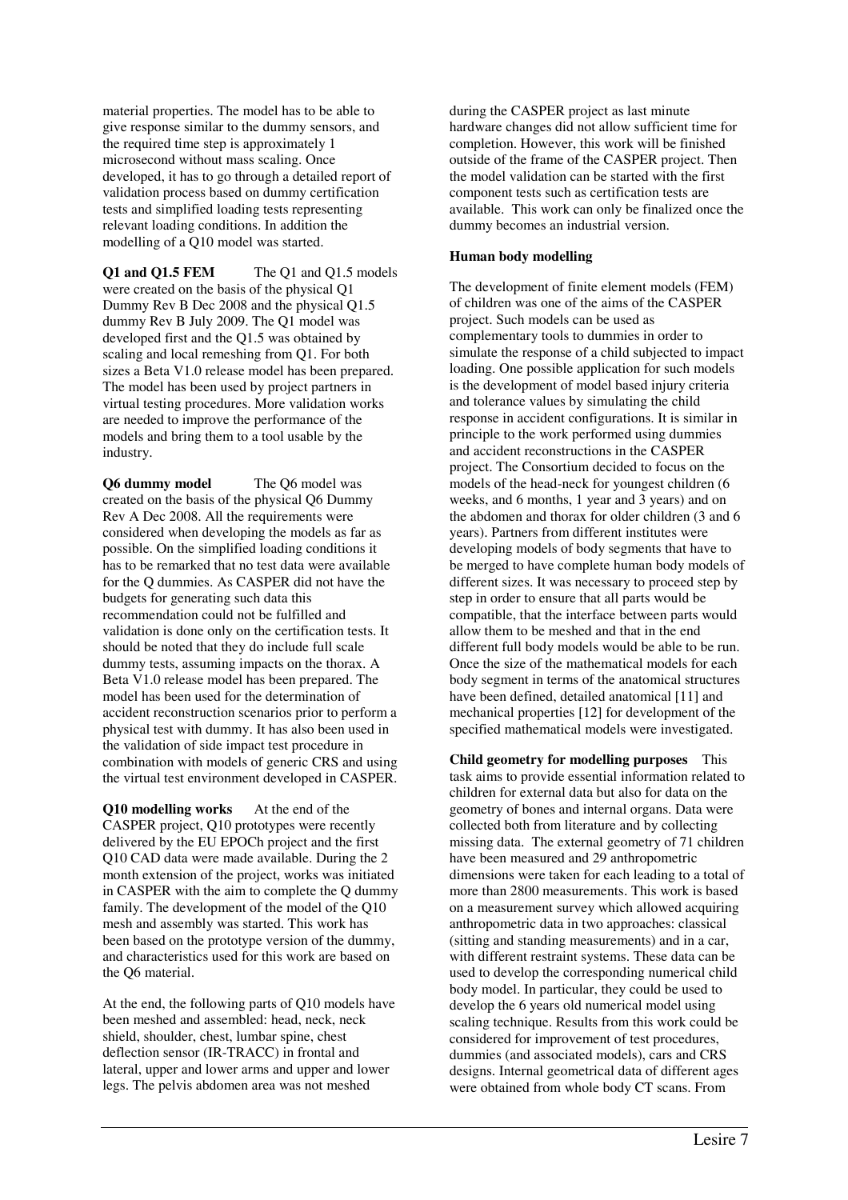material properties. The model has to be able to give response similar to the dummy sensors, and the required time step is approximately 1 microsecond without mass scaling. Once developed, it has to go through a detailed report of validation process based on dummy certification tests and simplified loading tests representing relevant loading conditions. In addition the modelling of a Q10 model was started.

**Q1 and Q1.5 FEM** The Q1 and Q1.5 models were created on the basis of the physical Q1 Dummy Rev B Dec 2008 and the physical Q1.5 dummy Rev B July 2009. The Q1 model was developed first and the Q1.5 was obtained by scaling and local remeshing from Q1. For both sizes a Beta V1.0 release model has been prepared. The model has been used by project partners in virtual testing procedures. More validation works are needed to improve the performance of the models and bring them to a tool usable by the industry.

**Q6 dummy model** The Q6 model was created on the basis of the physical Q6 Dummy Rev A Dec 2008. All the requirements were considered when developing the models as far as possible. On the simplified loading conditions it has to be remarked that no test data were available for the Q dummies. As CASPER did not have the budgets for generating such data this recommendation could not be fulfilled and validation is done only on the certification tests. It should be noted that they do include full scale dummy tests, assuming impacts on the thorax. A Beta V1.0 release model has been prepared. The model has been used for the determination of accident reconstruction scenarios prior to perform a physical test with dummy. It has also been used in the validation of side impact test procedure in combination with models of generic CRS and using the virtual test environment developed in CASPER.

**Q10 modelling works** At the end of the CASPER project, Q10 prototypes were recently delivered by the EU EPOCh project and the first Q10 CAD data were made available. During the 2 month extension of the project, works was initiated in CASPER with the aim to complete the Q dummy family. The development of the model of the Q10 mesh and assembly was started. This work has been based on the prototype version of the dummy, and characteristics used for this work are based on the Q6 material.

At the end, the following parts of Q10 models have been meshed and assembled: head, neck, neck shield, shoulder, chest, lumbar spine, chest deflection sensor (IR-TRACC) in frontal and lateral, upper and lower arms and upper and lower legs. The pelvis abdomen area was not meshed during the CASPER project as last minute hardware changes did not allow sufficient time for completion. However, this work will be finished outside of the frame of the CASPER project. Then the model validation can be started with the first component tests such as certification tests are available. This work can only be finalized once the dummy becomes an industrial version.

**Human body modelling**

The development of finite element models (FEM) of children was one of the aims of the CASPER project. Such models can be used as complementary tools to dummies in order to simulate the response of a child subjected to impact loading. One possible application for such models is the development of model based injury criteria and tolerance values by simulating the child response in accident configurations. It is similar in principle to the work performed using dummies and accident reconstructions in the CASPER project. The Consortium decided to focus on the models of the head-neck for youngest children (6 weeks, and 6 months, 1 year and 3 years) and on the abdomen and thorax for older children (3 and 6 years). Partners from different institutes were developing models of body segments that have to be merged to have complete human body models of different sizes. It was necessary to proceed step by step in order to ensure that all parts would be compatible, that the interface between parts would allow them to be meshed and that in the end different full body models would be able to be run. Once the size of the mathematical models for each body segment in terms of the anatomical structures have been defined, detailed anatomical [11] and mechanical properties [12] for development of the specified mathematical models were investigated.

**Child geometry for modelling purposes** This task aims to provide essential information related to children for external data but also for data on the geometry of bones and internal organs. Data were collected both from literature and by collecting missing data. The external geometry of 71 children have been measured and 29 anthropometric dimensions were taken for each leading to a total of more than 2800 measurements. This work is based on a measurement survey which allowed acquiring anthropometric data in two approaches: classical (sitting and standing measurements) and in a car, with different restraint systems. These data can be used to develop the corresponding numerical child body model. In particular, they could be used to develop the 6 years old numerical model using scaling technique. Results from this work could be considered for improvement of test procedures, dummies (and associated models), cars and CRS designs. Internal geometrical data of different ages were obtained from whole body CT scans. From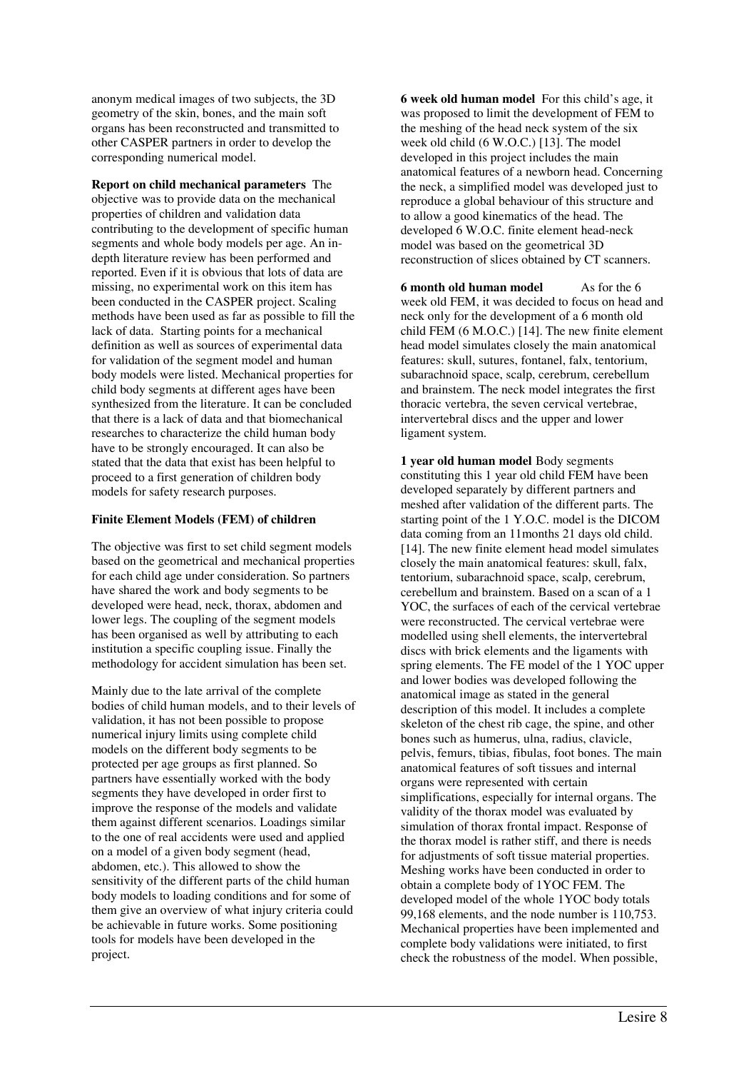anonym medical images of two subjects, the 3D geometry of the skin, bones, and the main soft organs has been reconstructed and transmitted to other CASPER partners in order to develop the corresponding numerical model.

**Report on child mechanical parameters** The objective was to provide data on the mechanical properties of children and validation data contributing to the development of specific human segments and whole body models per age. An in-depth literature review has been performed and reported. Even if it is obvious that lots of data are missing, no experimental work on this item has been conducted in the CASPER project. Scaling methods have been used as far as possible to fill the lack of data. Starting points for a mechanical definition as well as sources of experimental data for validation of the segment model and human body models were listed. Mechanical properties for child body segments at different ages have been synthesized from the literature. It can be concluded that there is a lack of data and that biomechanical researches to characterize the child human body have to be strongly encouraged. It can also be stated that the data that exist has been helpful to proceed to a first generation of children body models for safety research purposes.

**Finite Element Models (FEM) of children**

The objective was first to set child segment models based on the geometrical and mechanical properties for each child age under consideration. So partners have shared the work and body segments to be developed were head, neck, thorax, abdomen and lower legs. The coupling of the segment models has been organised as well by attributing to each institution a specific coupling issue. Finally the methodology for accident simulation has been set.

Mainly due to the late arrival of the complete bodies of child human models, and to their levels of validation, it has not been possible to propose numerical injury limits using complete child models on the different body segments to be protected per age groups as first planned. So partners have essentially worked with the body segments they have developed in order first to improve the response of the models and validate them against different scenarios. Loadings similar to the one of real accidents were used and applied on a model of a given body segment (head, abdomen, etc.). This allowed to show the sensitivity of the different parts of the child human body models to loading conditions and for some of them give an overview of what injury criteria could be achievable in future works. Some positioning tools for models have been developed in the project.

**6 week old human model** For this child's age, it was proposed to limit the development of FEM to the meshing of the head neck system of the six week old child (6 W.O.C.) [13]. The model developed in this project includes the main anatomical features of a newborn head. Concerning the neck, a simplified model was developed just to reproduce a global behaviour of this structure and to allow a good kinematics of the head. The developed 6 W.O.C. finite element head-neck model was based on the geometrical 3D reconstruction of slices obtained by CT scanners.

**6 month old human model** As for the 6 week old FEM, it was decided to focus on head and neck only for the development of a 6 month old child FEM (6 M.O.C.) [14]. The new finite element head model simulates closely the main anatomical features: skull, sutures, fontanel, falx, tentorium, subarachnoid space, scalp, cerebrum, cerebellum and brainstem. The neck model integrates the first thoracic vertebra, the seven cervical vertebrae, intervertebral discs and the upper and lower ligament system.

**1 year old human model** Body segments constituting this 1 year old child FEM have been developed separately by different partners and meshed after validation of the different parts. The starting point of the 1 Y.O.C. model is the DICOM data coming from an 11months 21 days old child. [14]. The new finite element head model simulates closely the main anatomical features: skull, falx, tentorium, subarachnoid space, scalp, cerebrum, cerebellum and brainstem. Based on a scan of a 1 YOC, the surfaces of each of the cervical vertebrae were reconstructed. The cervical vertebrae were modelled using shell elements, the intervertebral discs with brick elements and the ligaments with spring elements. The FE model of the 1 YOC upper and lower bodies was developed following the anatomical image as stated in the general description of this model. It includes a complete skeleton of the chest rib cage, the spine, and other bones such as humerus, ulna, radius, clavicle, pelvis, femurs, tibias, fibulas, foot bones. The main anatomical features of soft tissues and internal organs were represented with certain simplifications, especially for internal organs. The validity of the thorax model was evaluated by simulation of thorax frontal impact. Response of the thorax model is rather stiff, and there is needs for adjustments of soft tissue material properties. Meshing works have been conducted in order to obtain a complete body of 1YOC FEM. The developed model of the whole 1YOC body totals 99,168 elements, and the node number is 110,753. Mechanical properties have been implemented and complete body validations were initiated, to first check the robustness of the model. When possible,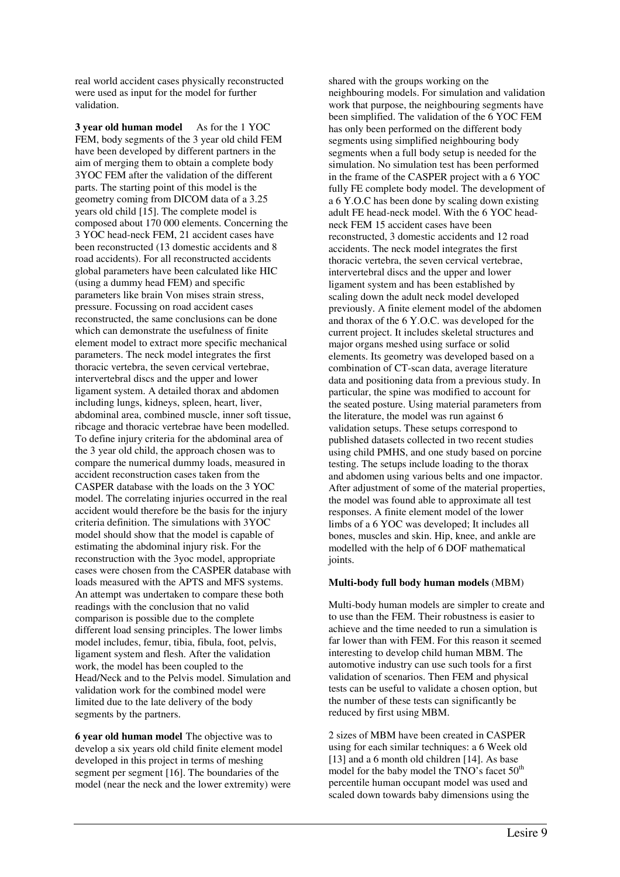real world accident cases physically reconstructed were used as input for the model for further validation.

**3 year old human model** As for the 1 YOC FEM, body segments of the 3 year old child FEM have been developed by different partners in the aim of merging them to obtain a complete body 3YOC FEM after the validation of the different parts. The starting point of this model is the geometry coming from DICOM data of a 3.25 years old child [15]. The complete model is composed about 170 000 elements. Concerning the 3 YOC head-neck FEM, 21 accident cases have been reconstructed (13 domestic accidents and 8 road accidents). For all reconstructed accidents global parameters have been calculated like HIC (using a dummy head FEM) and specific parameters like brain Von mises strain stress, pressure. Focussing on road accident cases reconstructed, the same conclusions can be done which can demonstrate the usefulness of finite element model to extract more specific mechanical parameters. The neck model integrates the first thoracic vertebra, the seven cervical vertebrae, intervertebral discs and the upper and lower ligament system. A detailed thorax and abdomen including lungs, kidneys, spleen, heart, liver, abdominal area, combined muscle, inner soft tissue, ribcage and thoracic vertebrae have been modelled. To define injury criteria for the abdominal area of the 3 year old child, the approach chosen was to compare the numerical dummy loads, measured in accident reconstruction cases taken from the CASPER database with the loads on the 3 YOC model. The correlating injuries occurred in the real accident would therefore be the basis for the injury criteria definition. The simulations with 3YOC model should show that the model is capable of estimating the abdominal injury risk. For the reconstruction with the 3yoc model, appropriate cases were chosen from the CASPER database with loads measured with the APTS and MFS systems. An attempt was undertaken to compare these both readings with the conclusion that no valid comparison is possible due to the complete different load sensing principles. The lower limbs model includes, femur, tibia, fibula, foot, pelvis, ligament system and flesh. After the validation work, the model has been coupled to the Head/Neck and to the Pelvis model. Simulation and validation work for the combined model were limited due to the late delivery of the body segments by the partners.

**6 year old human model** The objective was to develop a six years old child finite element model developed in this project in terms of meshing segment per segment [16]. The boundaries of the model (near the neck and the lower extremity) were shared with the groups working on the neighbouring models. For simulation and validation work that purpose, the neighbouring segments have been simplified. The validation of the 6 YOC FEM has only been performed on the different body segments using simplified neighbouring body segments when a full body setup is needed for the simulation. No simulation test has been performed in the frame of the CASPER project with a 6 YOC fully FE complete body model. The development of a 6 Y.O.C has been done by scaling down existing adult FE head-neck model. With the 6 YOC head-neck FEM 15 accident cases have been reconstructed, 3 domestic accidents and 12 road accidents. The neck model integrates the first thoracic vertebra, the seven cervical vertebrae, intervertebral discs and the upper and lower ligament system and has been established by scaling down the adult neck model developed previously. A finite element model of the abdomen and thorax of the 6 Y.O.C. was developed for the current project. It includes skeletal structures and major organs meshed using surface or solid elements. Its geometry was developed based on a combination of CT-scan data, average literature data and positioning data from a previous study. In particular, the spine was modified to account for the seated posture. Using material parameters from the literature, the model was run against 6 validation setups. These setups correspond to published datasets collected in two recent studies using child PMHS, and one study based on porcine testing. The setups include loading to the thorax and abdomen using various belts and one impactor. After adjustment of some of the material properties, the model was found able to approximate all test responses. A finite element model of the lower limbs of a 6 YOC was developed; It includes all bones, muscles and skin. Hip, knee, and ankle are modelled with the help of 6 DOF mathematical joints.

**Multi-body full body human models** (MBM)

Multi-body human models are simpler to create and to use than the FEM. Their robustness is easier to achieve and the time needed to run a simulation is far lower than with FEM. For this reason it seemed interesting to develop child human MBM. The automotive industry can use such tools for a first validation of scenarios. Then FEM and physical tests can be useful to validate a chosen option, but the number of these tests can significantly be reduced by first using MBM.

2 sizes of MBM have been created in CASPER using for each similar techniques: a 6 Week old [13] and a 6 month old children [14]. As base model for the baby model the TNO's facet 50th percentile human occupant model was used and scaled down towards baby dimensions using the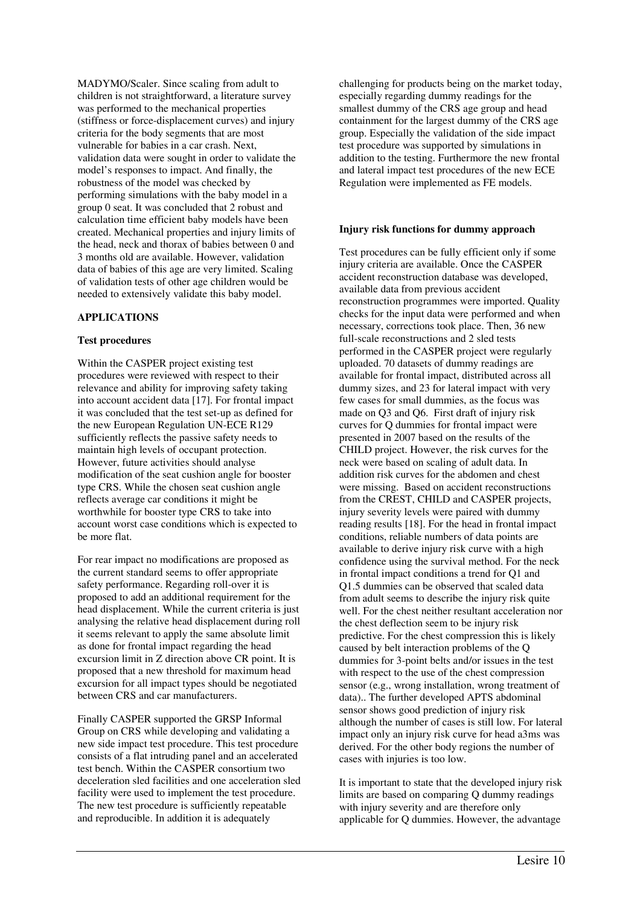MADYMO/Scaler. Since scaling from adult to children is not straightforward, a literature survey was performed to the mechanical properties (stiffness or force-displacement curves) and injury criteria for the body segments that are most vulnerable for babies in a car crash. Next, validation data were sought in order to validate the model's responses to impact. And finally, the robustness of the model was checked by performing simulations with the baby model in a group 0 seat. It was concluded that 2 robust and calculation time efficient baby models have been created. Mechanical properties and injury limits of the head, neck and thorax of babies between 0 and 3 months old are available. However, validation data of babies of this age are very limited. Scaling of validation tests of other age children would be needed to extensively validate this baby model.

## APPLICATIONS

### Test procedures

Within the CASPER project existing test procedures were reviewed with respect to their relevance and ability for improving safety taking into account accident data [17]. For frontal impact it was concluded that the test set-up as defined for the new European Regulation UN-ECE R129 sufficiently reflects the passive safety needs to maintain high levels of occupant protection. However, future activities should analyse modification of the seat cushion angle for booster type CRS. While the chosen seat cushion angle reflects average car conditions it might be worthwhile for booster type CRS to take into account worst case conditions which is expected to be more flat.

For rear impact no modifications are proposed as the current standard seems to offer appropriate safety performance. Regarding roll-over it is proposed to add an additional requirement for the head displacement. While the current criteria is just analysing the relative head displacement during roll it seems relevant to apply the same absolute limit as done for frontal impact regarding the head excursion limit in Z direction above CR point. It is proposed that a new threshold for maximum head excursion for all impact types should be negotiated between CRS and car manufacturers.

Finally CASPER supported the GRSP Informal Group on CRS while developing and validating a new side impact test procedure. This test procedure consists of a flat intruding panel and an accelerated test bench. Within the CASPER consortium two deceleration sled facilities and one acceleration sled facility were used to implement the test procedure. The new test procedure is sufficiently repeatable and reproducible. In addition it is adequately challenging for products being on the market today, especially regarding dummy readings for the smallest dummy of the CRS age group and head containment for the largest dummy of the CRS age group. Especially the validation of the side impact test procedure was supported by simulations in addition to the testing. Furthermore the new frontal and lateral impact test procedures of the new ECE Regulation were implemented as FE models.

### Injury risk functions for dummy approach

Test procedures can be fully efficient only if some injury criteria are available. Once the CASPER accident reconstruction database was developed, available data from previous accident reconstruction programmes were imported. Quality checks for the input data were performed and when necessary, corrections took place. Then, 36 new full-scale reconstructions and 2 sled tests performed in the CASPER project were regularly uploaded. 70 datasets of dummy readings are available for frontal impact, distributed across all dummy sizes, and 23 for lateral impact with very few cases for small dummies, as the focus was made on Q3 and Q6. First draft of injury risk curves for Q dummies for frontal impact were presented in 2007 based on the results of the CHILD project. However, the risk curves for the neck were based on scaling of adult data. In addition risk curves for the abdomen and chest were missing. Based on accident reconstructions from the CREST, CHILD and CASPER projects, injury severity levels were paired with dummy reading results [18]. For the head in frontal impact conditions, reliable numbers of data points are available to derive injury risk curve with a high confidence using the survival method. For the neck in frontal impact conditions a trend for Q1 and Q1.5 dummies can be observed that scaled data from adult seems to describe the injury risk quite well. For the chest neither resultant acceleration nor the chest deflection seem to be injury risk predictive. For the chest compression this is likely caused by belt interaction problems of the Q dummies for 3-point belts and/or issues in the test with respect to the use of the chest compression sensor (e.g., wrong installation, wrong treatment of data).. The further developed APTS abdominal sensor shows good prediction of injury risk although the number of cases is still low. For lateral impact only an injury risk curve for head a3ms was derived. For the other body regions the number of cases with injuries is too low.

It is important to state that the developed injury risk limits are based on comparing Q dummy readings with injury severity and are therefore only applicable for Q dummies. However, the advantage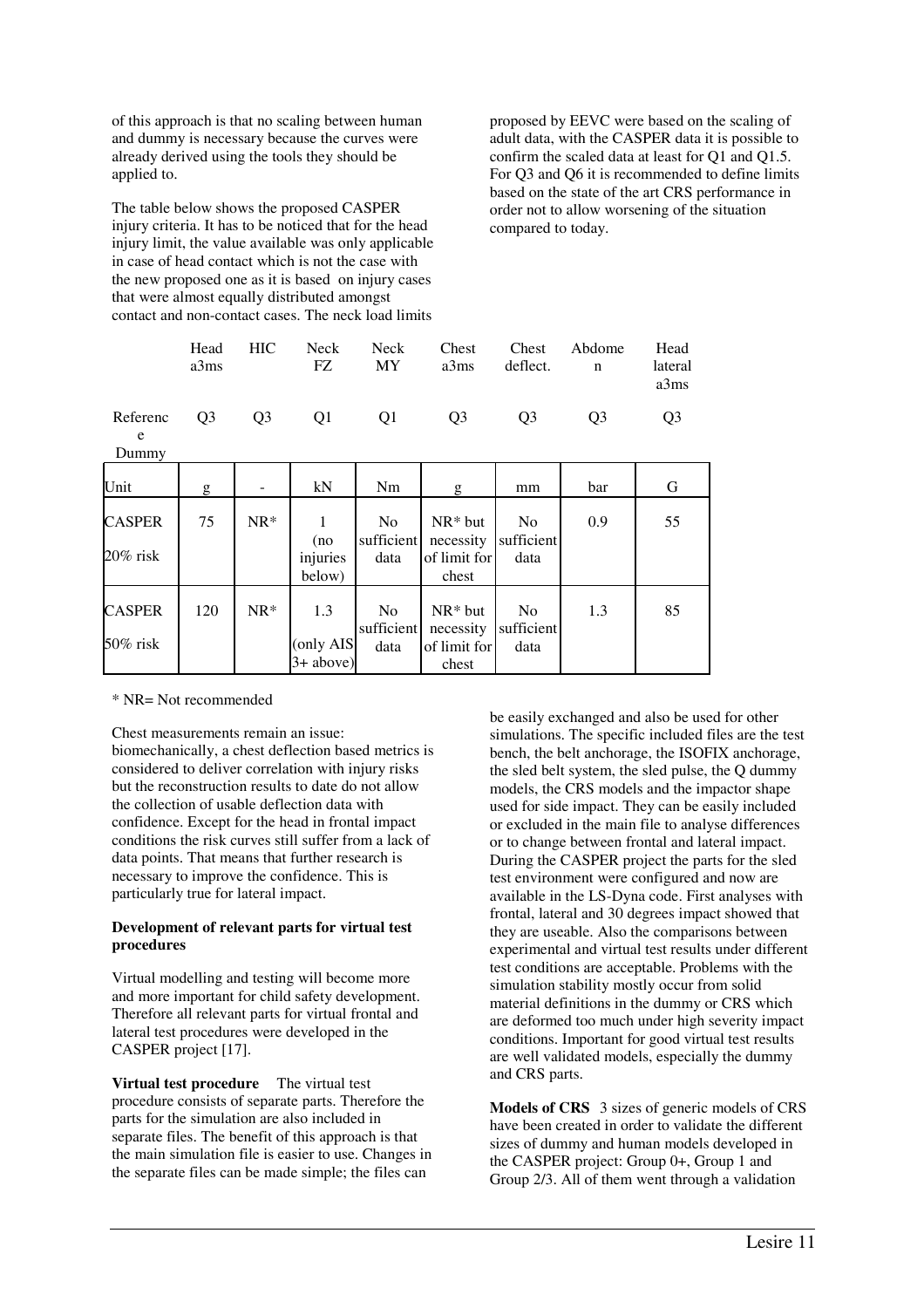of this approach is that no scaling between human and dummy is necessary because the curves were already derived using the tools they should be applied to.

The table below shows the proposed CASPER injury criteria. It has to be noticed that for the head injury limit, the value available was only applicable in case of head contact which is not the case with the new proposed one as it is based on injury cases that were almost equally distributed amongst contact and non-contact cases. The neck load limits proposed by EEVC were based on the scaling of adult data, with the CASPER data it is possible to confirm the scaled data at least for Q1 and Q1.5. For Q3 and Q6 it is recommended to define limits based on the state of the art CRS performance in order not to allow worsening of the situation compared to today.

| | Head a3ms | HIC | Neck FZ | Neck MY | Chest a3ms | Chest deflect. | Abdomen | Head lateral a3ms |
|---|---|---|---|---|---|---|---|---|
| Reference Dummy | Q3 | Q3 | Q1 | Q1 | Q3 | Q3 | Q3 | Q3 |
| Unit | g | - | kN | Nm | g | mm | bar | G |
| CASPER 20% risk | 75 | NR* | 1 (no injuries below) | No sufficient data | NR* but necessity of limit for chest | No sufficient data | 0.9 | 55 |
| CASPER 50% risk | 120 | NR* | 1.3 (only AIS 3+ above) | No sufficient data | NR* but necessity of limit for chest | No sufficient data | 1.3 | 85 |

* NR= Not recommended

Chest measurements remain an issue: biomechanically, a chest deflection based metrics is considered to deliver correlation with injury risks but the reconstruction results to date do not allow the collection of usable deflection data with confidence. Except for the head in frontal impact conditions the risk curves still suffer from a lack of data points. That means that further research is necessary to improve the confidence. This is particularly true for lateral impact.

**Development of relevant parts for virtual test procedures**

Virtual modelling and testing will become more and more important for child safety development. Therefore all relevant parts for virtual frontal and lateral test procedures were developed in the CASPER project [17].

**Virtual test procedure** The virtual test procedure consists of separate parts. Therefore the parts for the simulation are also included in separate files. The benefit of this approach is that the main simulation file is easier to use. Changes in the separate files can be made simple; the files can be easily exchanged and also be used for other simulations. The specific included files are the test bench, the belt anchorage, the ISOFIX anchorage, the sled belt system, the sled pulse, the Q dummy models, the CRS models and the impactor shape used for side impact. They can be easily included or excluded in the main file to analyse differences or to change between frontal and lateral impact. During the CASPER project the parts for the sled test environment were configured and now are available in the LS-Dyna code. First analyses with frontal, lateral and 30 degrees impact showed that they are useable. Also the comparisons between experimental and virtual test results under different test conditions are acceptable. Problems with the simulation stability mostly occur from solid material definitions in the dummy or CRS which are deformed too much under high severity impact conditions. Important for good virtual test results are well validated models, especially the dummy and CRS parts.

**Models of CRS** 3 sizes of generic models of CRS have been created in order to validate the different sizes of dummy and human models developed in the CASPER project: Group 0+, Group 1 and Group 2/3. All of them went through a validation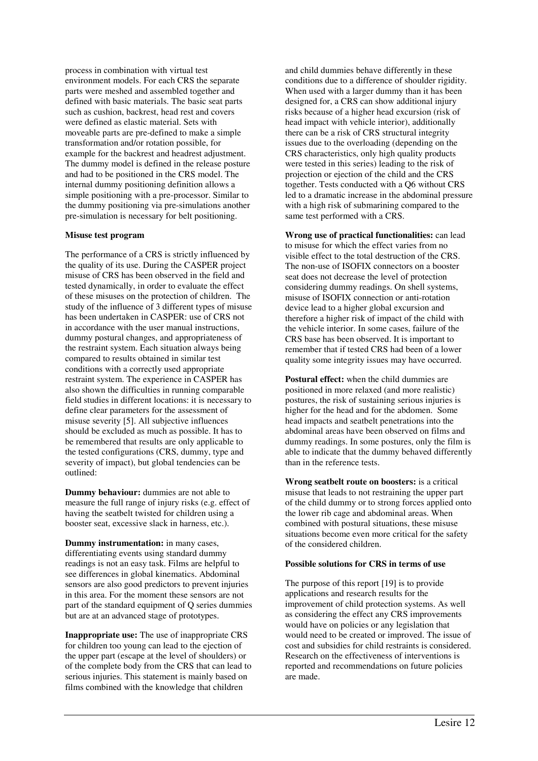process in combination with virtual test environment models. For each CRS the separate parts were meshed and assembled together and defined with basic materials. The basic seat parts such as cushion, backrest, head rest and covers were defined as elastic material. Sets with moveable parts are pre-defined to make a simple transformation and/or rotation possible, for example for the backrest and headrest adjustment. The dummy model is defined in the release posture and had to be positioned in the CRS model. The internal dummy positioning definition allows a simple positioning with a pre-processor. Similar to the dummy positioning via pre-simulations another pre-simulation is necessary for belt positioning.

**Misuse test program**

The performance of a CRS is strictly influenced by the quality of its use. During the CASPER project misuse of CRS has been observed in the field and tested dynamically, in order to evaluate the effect of these misuses on the protection of children. The study of the influence of 3 different types of misuse has been undertaken in CASPER: use of CRS not in accordance with the user manual instructions, dummy postural changes, and appropriateness of the restraint system. Each situation always being compared to results obtained in similar test conditions with a correctly used appropriate restraint system. The experience in CASPER has also shown the difficulties in running comparable field studies in different locations: it is necessary to define clear parameters for the assessment of misuse severity [5]. All subjective influences should be excluded as much as possible. It has to be remembered that results are only applicable to the tested configurations (CRS, dummy, type and severity of impact), but global tendencies can be outlined:

**Dummy behaviour:** dummies are not able to measure the full range of injury risks (e.g. effect of having the seatbelt twisted for children using a booster seat, excessive slack in harness, etc.).

**Dummy instrumentation:** in many cases, differentiating events using standard dummy readings is not an easy task. Films are helpful to see differences in global kinematics. Abdominal sensors are also good predictors to prevent injuries in this area. For the moment these sensors are not part of the standard equipment of Q series dummies but are at an advanced stage of prototypes.

**Inappropriate use:** The use of inappropriate CRS for children too young can lead to the ejection of the upper part (escape at the level of shoulders) or of the complete body from the CRS that can lead to serious injuries. This statement is mainly based on films combined with the knowledge that children and child dummies behave differently in these conditions due to a difference of shoulder rigidity. When used with a larger dummy than it has been designed for, a CRS can show additional injury risks because of a higher head excursion (risk of head impact with vehicle interior), additionally there can be a risk of CRS structural integrity issues due to the overloading (depending on the CRS characteristics, only high quality products were tested in this series) leading to the risk of projection or ejection of the child and the CRS together. Tests conducted with a Q6 without CRS led to a dramatic increase in the abdominal pressure with a high risk of submarining compared to the same test performed with a CRS.

**Wrong use of practical functionalities:** can lead to misuse for which the effect varies from no visible effect to the total destruction of the CRS. The non-use of ISOFIX connectors on a booster seat does not decrease the level of protection considering dummy readings. On shell systems, misuse of ISOFIX connection or anti-rotation device lead to a higher global excursion and therefore a higher risk of impact of the child with the vehicle interior. In some cases, failure of the CRS base has been observed. It is important to remember that if tested CRS had been of a lower quality some integrity issues may have occurred.

**Postural effect:** when the child dummies are positioned in more relaxed (and more realistic) postures, the risk of sustaining serious injuries is higher for the head and for the abdomen. Some head impacts and seatbelt penetrations into the abdominal areas have been observed on films and dummy readings. In some postures, only the film is able to indicate that the dummy behaved differently than in the reference tests.

**Wrong seatbelt route on boosters:** is a critical misuse that leads to not restraining the upper part of the child dummy or to strong forces applied onto the lower rib cage and abdominal areas. When combined with postural situations, these misuse situations become even more critical for the safety of the considered children.

**Possible solutions for CRS in terms of use**

The purpose of this report [19] is to provide applications and research results for the improvement of child protection systems. As well as considering the effect any CRS improvements would have on policies or any legislation that would need to be created or improved. The issue of cost and subsidies for child restraints is considered. Research on the effectiveness of interventions is reported and recommendations on future policies are made.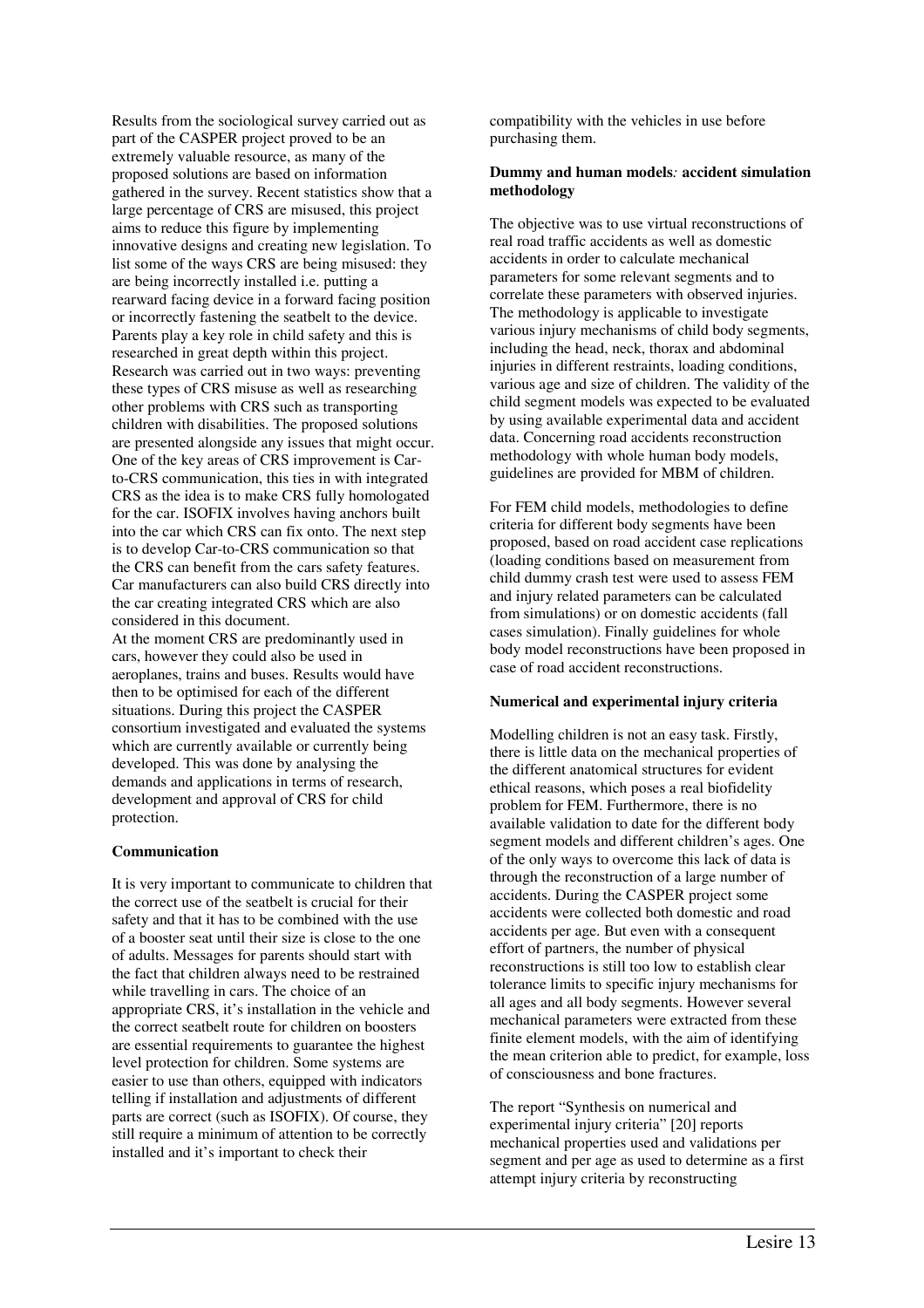Results from the sociological survey carried out as part of the CASPER project proved to be an extremely valuable resource, as many of the proposed solutions are based on information gathered in the survey. Recent statistics show that a large percentage of CRS are misused, this project aims to reduce this figure by implementing innovative designs and creating new legislation. To list some of the ways CRS are being misused: they are being incorrectly installed i.e. putting a rearward facing device in a forward facing position or incorrectly fastening the seatbelt to the device. Parents play a key role in child safety and this is researched in great depth within this project. Research was carried out in two ways: preventing these types of CRS misuse as well as researching other problems with CRS such as transporting children with disabilities. The proposed solutions are presented alongside any issues that might occur. One of the key areas of CRS improvement is Car-to-CRS communication, this ties in with integrated CRS as the idea is to make CRS fully homologated for the car. ISOFIX involves having anchors built into the car which CRS can fix onto. The next step is to develop Car-to-CRS communication so that the CRS can benefit from the cars safety features. Car manufacturers can also build CRS directly into the car creating integrated CRS which are also considered in this document.

At the moment CRS are predominantly used in cars, however they could also be used in aeroplanes, trains and buses. Results would have then to be optimised for each of the different situations. During this project the CASPER consortium investigated and evaluated the systems which are currently available or currently being developed. This was done by analysing the demands and applications in terms of research, development and approval of CRS for child protection.

**Communication**

It is very important to communicate to children that the correct use of the seatbelt is crucial for their safety and that it has to be combined with the use of a booster seat until their size is close to the one of adults. Messages for parents should start with the fact that children always need to be restrained while travelling in cars. The choice of an appropriate CRS, it's installation in the vehicle and the correct seatbelt route for children on boosters are essential requirements to guarantee the highest level protection for children. Some systems are easier to use than others, equipped with indicators telling if installation and adjustments of different parts are correct (such as ISOFIX). Of course, they still require a minimum of attention to be correctly installed and it's important to check their compatibility with the vehicles in use before purchasing them.

**Dummy and human models*:* accident simulation methodology**

The objective was to use virtual reconstructions of real road traffic accidents as well as domestic accidents in order to calculate mechanical parameters for some relevant segments and to correlate these parameters with observed injuries. The methodology is applicable to investigate various injury mechanisms of child body segments, including the head, neck, thorax and abdominal injuries in different restraints, loading conditions, various age and size of children. The validity of the child segment models was expected to be evaluated by using available experimental data and accident data. Concerning road accidents reconstruction methodology with whole human body models, guidelines are provided for MBM of children.

For FEM child models, methodologies to define criteria for different body segments have been proposed, based on road accident case replications (loading conditions based on measurement from child dummy crash test were used to assess FEM and injury related parameters can be calculated from simulations) or on domestic accidents (fall cases simulation). Finally guidelines for whole body model reconstructions have been proposed in case of road accident reconstructions.

**Numerical and experimental injury criteria**

Modelling children is not an easy task. Firstly, there is little data on the mechanical properties of the different anatomical structures for evident ethical reasons, which poses a real biofidelity problem for FEM. Furthermore, there is no available validation to date for the different body segment models and different children's ages. One of the only ways to overcome this lack of data is through the reconstruction of a large number of accidents. During the CASPER project some accidents were collected both domestic and road accidents per age. But even with a consequent effort of partners, the number of physical reconstructions is still too low to establish clear tolerance limits to specific injury mechanisms for all ages and all body segments. However several mechanical parameters were extracted from these finite element models, with the aim of identifying the mean criterion able to predict, for example, loss of consciousness and bone fractures.

The report "Synthesis on numerical and experimental injury criteria" [20] reports mechanical properties used and validations per segment and per age as used to determine as a first attempt injury criteria by reconstructing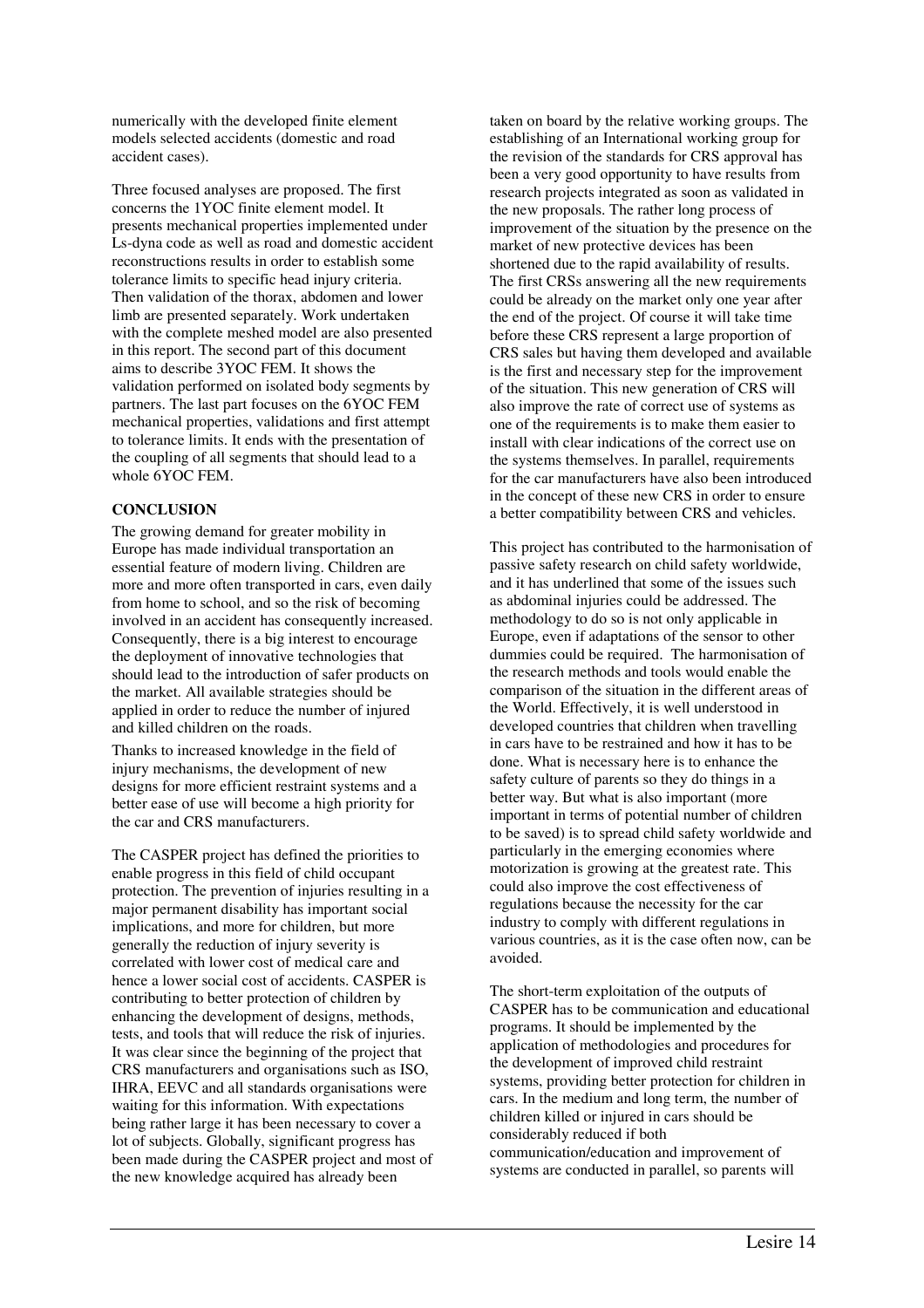numerically with the developed finite element models selected accidents (domestic and road accident cases).

Three focused analyses are proposed. The first concerns the 1YOC finite element model. It presents mechanical properties implemented under Ls-dyna code as well as road and domestic accident reconstructions results in order to establish some tolerance limits to specific head injury criteria. Then validation of the thorax, abdomen and lower limb are presented separately. Work undertaken with the complete meshed model are also presented in this report. The second part of this document aims to describe 3YOC FEM. It shows the validation performed on isolated body segments by partners. The last part focuses on the 6YOC FEM mechanical properties, validations and first attempt to tolerance limits. It ends with the presentation of the coupling of all segments that should lead to a whole 6YOC FEM.

## CONCLUSION

The growing demand for greater mobility in Europe has made individual transportation an essential feature of modern living. Children are more and more often transported in cars, even daily from home to school, and so the risk of becoming involved in an accident has consequently increased. Consequently, there is a big interest to encourage the deployment of innovative technologies that should lead to the introduction of safer products on the market. All available strategies should be applied in order to reduce the number of injured and killed children on the roads.

Thanks to increased knowledge in the field of injury mechanisms, the development of new designs for more efficient restraint systems and a better ease of use will become a high priority for the car and CRS manufacturers.

The CASPER project has defined the priorities to enable progress in this field of child occupant protection. The prevention of injuries resulting in a major permanent disability has important social implications, and more for children, but more generally the reduction of injury severity is correlated with lower cost of medical care and hence a lower social cost of accidents. CASPER is contributing to better protection of children by enhancing the development of designs, methods, tests, and tools that will reduce the risk of injuries. It was clear since the beginning of the project that CRS manufacturers and organisations such as ISO, IHRA, EEVC and all standards organisations were waiting for this information. With expectations being rather large it has been necessary to cover a lot of subjects. Globally, significant progress has been made during the CASPER project and most of the new knowledge acquired has already been taken on board by the relative working groups. The establishing of an International working group for the revision of the standards for CRS approval has been a very good opportunity to have results from research projects integrated as soon as validated in the new proposals. The rather long process of improvement of the situation by the presence on the market of new protective devices has been shortened due to the rapid availability of results. The first CRSs answering all the new requirements could be already on the market only one year after the end of the project. Of course it will take time before these CRS represent a large proportion of CRS sales but having them developed and available is the first and necessary step for the improvement of the situation. This new generation of CRS will also improve the rate of correct use of systems as one of the requirements is to make them easier to install with clear indications of the correct use on the systems themselves. In parallel, requirements for the car manufacturers have also been introduced in the concept of these new CRS in order to ensure a better compatibility between CRS and vehicles.

This project has contributed to the harmonisation of passive safety research on child safety worldwide, and it has underlined that some of the issues such as abdominal injuries could be addressed. The methodology to do so is not only applicable in Europe, even if adaptations of the sensor to other dummies could be required. The harmonisation of the research methods and tools would enable the comparison of the situation in the different areas of the World. Effectively, it is well understood in developed countries that children when travelling in cars have to be restrained and how it has to be done. What is necessary here is to enhance the safety culture of parents so they do things in a better way. But what is also important (more important in terms of potential number of children to be saved) is to spread child safety worldwide and particularly in the emerging economies where motorization is growing at the greatest rate. This could also improve the cost effectiveness of regulations because the necessity for the car industry to comply with different regulations in various countries, as it is the case often now, can be avoided.

The short-term exploitation of the outputs of CASPER has to be communication and educational programs. It should be implemented by the application of methodologies and procedures for the development of improved child restraint systems, providing better protection for children in cars. In the medium and long term, the number of children killed or injured in cars should be considerably reduced if both communication/education and improvement of systems are conducted in parallel, so parents will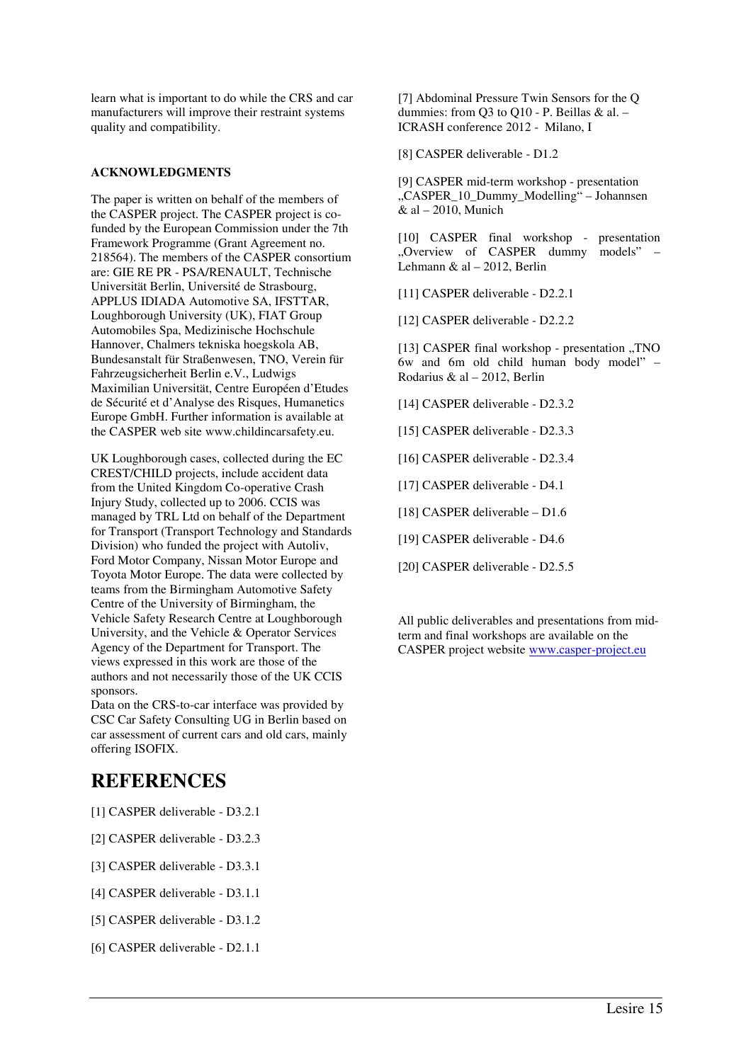learn what is important to do while the CRS and car manufacturers will improve their restraint systems quality and compatibility.

**ACKNOWLEDGMENTS**

The paper is written on behalf of the members of the CASPER project. The CASPER project is co-funded by the European Commission under the 7th Framework Programme (Grant Agreement no. 218564). The members of the CASPER consortium are: GIE RE PR - PSA/RENAULT, Technische Universität Berlin, Université de Strasbourg, APPLUS IDIADA Automotive SA, IFSTTAR, Loughborough University (UK), FIAT Group Automobiles Spa, Medizinische Hochschule Hannover, Chalmers tekniska hoegskola AB, Bundesanstalt für Straßenwesen, TNO, Verein für Fahrzeugsicherheit Berlin e.V., Ludwigs Maximilian Universität, Centre Européen d'Etudes de Sécurité et d'Analyse des Risques, Humanetics Europe GmbH. Further information is available at the CASPER web site www.childincarsafety.eu.

UK Loughborough cases, collected during the EC CREST/CHILD projects, include accident data from the United Kingdom Co-operative Crash Injury Study, collected up to 2006. CCIS was managed by TRL Ltd on behalf of the Department for Transport (Transport Technology and Standards Division) who funded the project with Autoliv, Ford Motor Company, Nissan Motor Europe and Toyota Motor Europe. The data were collected by teams from the Birmingham Automotive Safety Centre of the University of Birmingham, the Vehicle Safety Research Centre at Loughborough University, and the Vehicle & Operator Services Agency of the Department for Transport. The views expressed in this work are those of the authors and not necessarily those of the UK CCIS sponsors.
Data on the CRS-to-car interface was provided by CSC Car Safety Consulting UG in Berlin based on car assessment of current cars and old cars, mainly offering ISOFIX.

# REFERENCES

[1] CASPER deliverable - D3.2.1

[2] CASPER deliverable - D3.2.3

[3] CASPER deliverable - D3.3.1

[4] CASPER deliverable - D3.1.1

[5] CASPER deliverable - D3.1.2

[6] CASPER deliverable - D2.1.1

[7] Abdominal Pressure Twin Sensors for the Q dummies: from Q3 to Q10 - P. Beillas & al. – ICRASH conference 2012 - Milano, I

[8] CASPER deliverable - D1.2

[9] CASPER mid-term workshop - presentation „CASPER_10_Dummy_Modelling" – Johannsen & al – 2010, Munich

[10] CASPER final workshop - presentation „Overview of CASPER dummy models" – Lehmann & al – 2012, Berlin

[11] CASPER deliverable - D2.2.1

[12] CASPER deliverable - D2.2.2

[13] CASPER final workshop - presentation „TNO 6w and 6m old child human body model" – Rodarius & al – 2012, Berlin

[14] CASPER deliverable - D2.3.2

[15] CASPER deliverable - D2.3.3

[16] CASPER deliverable - D2.3.4

[17] CASPER deliverable - D4.1

[18] CASPER deliverable – D1.6

[19] CASPER deliverable - D4.6

[20] CASPER deliverable - D2.5.5

All public deliverables and presentations from mid-term and final workshops are available on the CASPER project website www.casper-project.eu